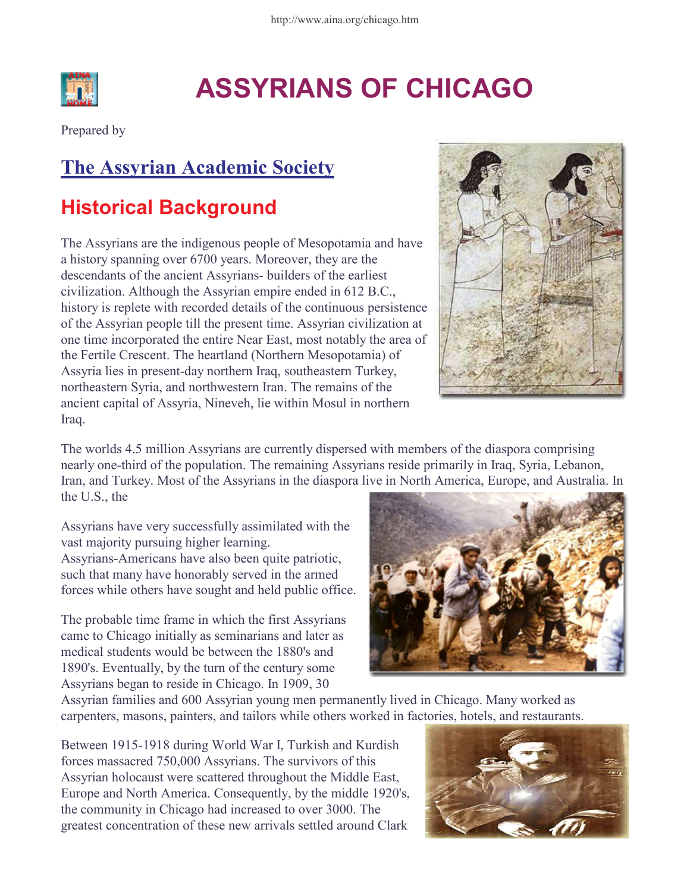# ASSYRIANS OF CHICAGO

Prepared by

## The Assyrian Academic Society

## Historical Background

The Assyrians are the indigenous people of Mesopotamia and have a history spanning over 6700 years. Moreover, they are the descendants of the ancient Assyrians- builders of the earliest civilization. Although the Assyrian empire ended in 612 B.C., history is replete with recorded details of the continuous persistence of the Assyrian people till the present time. Assyrian civilization at one time incorporated the entire Near East, most notably the area of the Fertile Crescent. The heartland (Northern Mesopotamia) of Assyria lies in present-day northern Iraq, southeastern Turkey, northeastern Syria, and northwestern Iran. The remains of the ancient capital of Assyria, Nineveh, lie within Mosul in northern Iraq.

The worlds 4.5 million Assyrians are currently dispersed with members of the diaspora comprising nearly one-third of the population. The remaining Assyrians reside primarily in Iraq, Syria, Lebanon, Iran, and Turkey. Most of the Assyrians in the diaspora live in North America, Europe, and Australia. In the U.S., the

Assyrians have very successfully assimilated with the vast majority pursuing higher learning. Assyrians-Americans have also been quite patriotic, such that many have honorably served in the armed forces while others have sought and held public office.

The probable time frame in which the first Assyrians came to Chicago initially as seminarians and later as medical students would be between the 1880's and 1890's. Eventually, by the turn of the century some Assyrians began to reside in Chicago. In 1909, 30 Assyrian families and 600 Assyrian young men permanently lived in Chicago. Many worked as carpenters, masons, painters, and tailors while others worked in factories, hotels, and restaurants.

Between 1915-1918 during World War I, Turkish and Kurdish forces massacred 750,000 Assyrians. The survivors of this Assyrian holocaust were scattered throughout the Middle East, Europe and North America. Consequently, by the middle 1920's, the community in Chicago had increased to over 3000. The greatest concentration of these new arrivals settled around Clark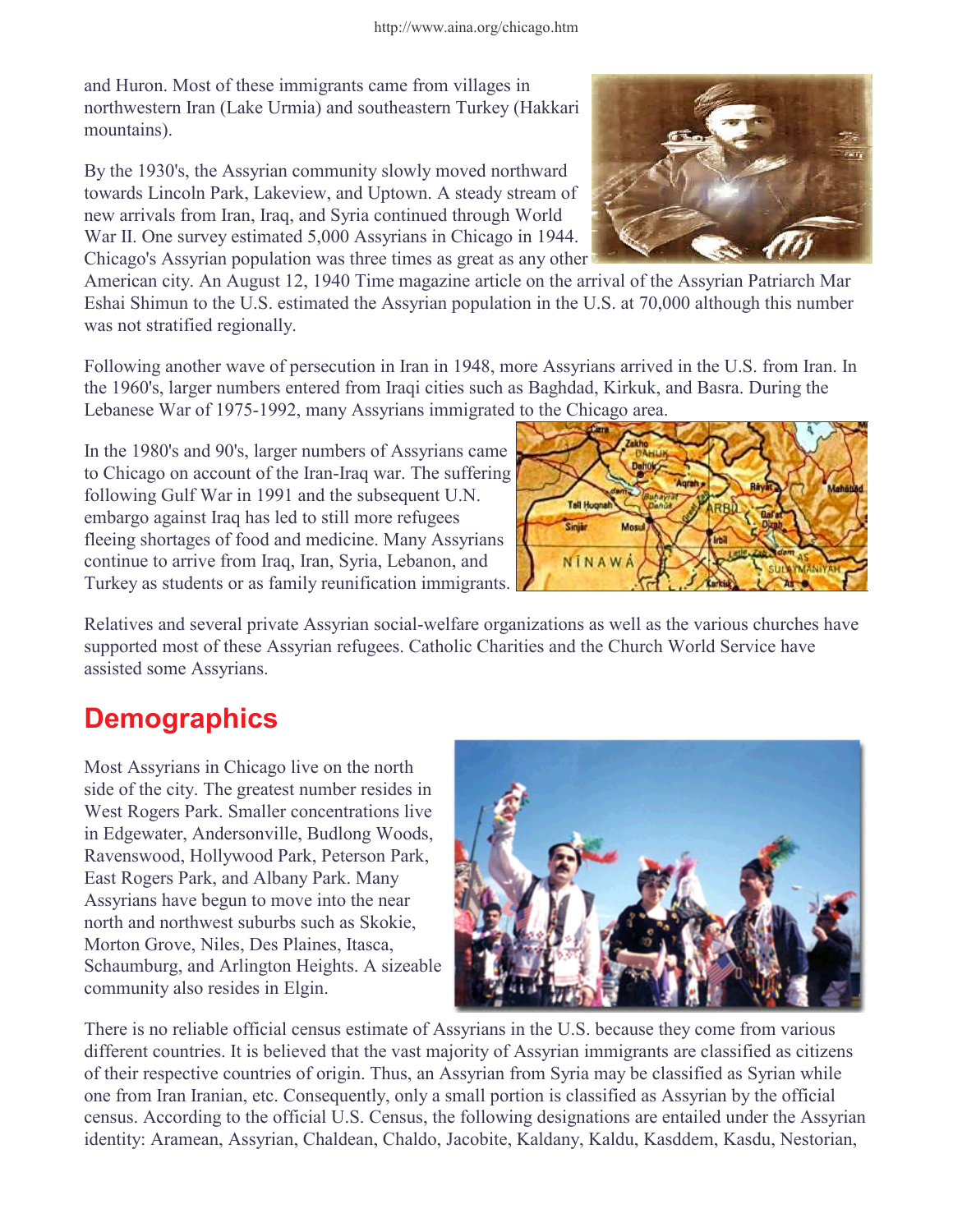and Huron. Most of these immigrants came from villages in northwestern Iran (Lake Urmia) and southeastern Turkey (Hakkari mountains).

By the 1930's, the Assyrian community slowly moved northward towards Lincoln Park, Lakeview, and Uptown. A steady stream of new arrivals from Iran, Iraq, and Syria continued through World War II. One survey estimated 5,000 Assyrians in Chicago in 1944. Chicago's Assyrian population was three times as great as any other American city. An August 12, 1940 Time magazine article on the arrival of the Assyrian Patriarch Mar Eshai Shimun to the U.S. estimated the Assyrian population in the U.S. at 70,000 although this number was not stratified regionally.

Following another wave of persecution in Iran in 1948, more Assyrians arrived in the U.S. from Iran. In the 1960's, larger numbers entered from Iraqi cities such as Baghdad, Kirkuk, and Basra. During the Lebanese War of 1975-1992, many Assyrians immigrated to the Chicago area.

In the 1980's and 90's, larger numbers of Assyrians came to Chicago on account of the Iran-Iraq war. The suffering following Gulf War in 1991 and the subsequent U.N. embargo against Iraq has led to still more refugees fleeing shortages of food and medicine. Many Assyrians continue to arrive from Iraq, Iran, Syria, Lebanon, and Turkey as students or as family reunification immigrants.

Relatives and several private Assyrian social-welfare organizations as well as the various churches have supported most of these Assyrian refugees. Catholic Charities and the Church World Service have assisted some Assyrians.

## Demographics

Most Assyrians in Chicago live on the north side of the city. The greatest number resides in West Rogers Park. Smaller concentrations live in Edgewater, Andersonville, Budlong Woods, Ravenswood, Hollywood Park, Peterson Park, East Rogers Park, and Albany Park. Many Assyrians have begun to move into the near north and northwest suburbs such as Skokie, Morton Grove, Niles, Des Plaines, Itasca, Schaumburg, and Arlington Heights. A sizeable community also resides in Elgin.

There is no reliable official census estimate of Assyrians in the U.S. because they come from various different countries. It is believed that the vast majority of Assyrian immigrants are classified as citizens of their respective countries of origin. Thus, an Assyrian from Syria may be classified as Syrian while one from Iran Iranian, etc. Consequently, only a small portion is classified as Assyrian by the official census. According to the official U.S. Census, the following designations are entailed under the Assyrian identity: Aramean, Assyrian, Chaldean, Chaldo, Jacobite, Kaldany, Kaldu, Kasddem, Kasdu, Nestorian,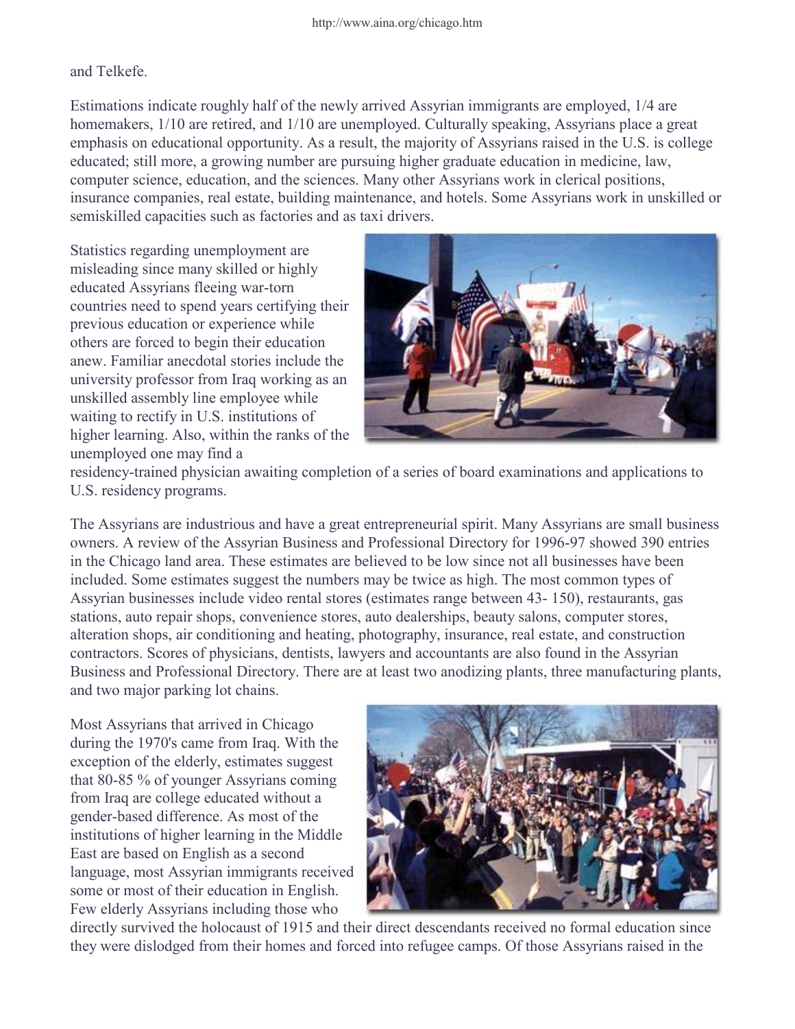and Telkefe.

Estimations indicate roughly half of the newly arrived Assyrian immigrants are employed, 1/4 are homemakers, 1/10 are retired, and 1/10 are unemployed. Culturally speaking, Assyrians place a great emphasis on educational opportunity. As a result, the majority of Assyrians raised in the U.S. is college educated; still more, a growing number are pursuing higher graduate education in medicine, law, computer science, education, and the sciences. Many other Assyrians work in clerical positions, insurance companies, real estate, building maintenance, and hotels. Some Assyrians work in unskilled or semiskilled capacities such as factories and as taxi drivers.

Statistics regarding unemployment are misleading since many skilled or highly educated Assyrians fleeing war-torn countries need to spend years certifying their previous education or experience while others are forced to begin their education anew. Familiar anecdotal stories include the university professor from Iraq working as an unskilled assembly line employee while waiting to rectify in U.S. institutions of higher learning. Also, within the ranks of the unemployed one may find a residency-trained physician awaiting completion of a series of board examinations and applications to U.S. residency programs.

The Assyrians are industrious and have a great entrepreneurial spirit. Many Assyrians are small business owners. A review of the Assyrian Business and Professional Directory for 1996-97 showed 390 entries in the Chicago land area. These estimates are believed to be low since not all businesses have been included. Some estimates suggest the numbers may be twice as high. The most common types of Assyrian businesses include video rental stores (estimates range between 43- 150), restaurants, gas stations, auto repair shops, convenience stores, auto dealerships, beauty salons, computer stores, alteration shops, air conditioning and heating, photography, insurance, real estate, and construction contractors. Scores of physicians, dentists, lawyers and accountants are also found in the Assyrian Business and Professional Directory. There are at least two anodizing plants, three manufacturing plants, and two major parking lot chains.

Most Assyrians that arrived in Chicago during the 1970's came from Iraq. With the exception of the elderly, estimates suggest that 80-85 % of younger Assyrians coming from Iraq are college educated without a gender-based difference. As most of the institutions of higher learning in the Middle East are based on English as a second language, most Assyrian immigrants received some or most of their education in English. Few elderly Assyrians including those who directly survived the holocaust of 1915 and their direct descendants received no formal education since they were dislodged from their homes and forced into refugee camps. Of those Assyrians raised in the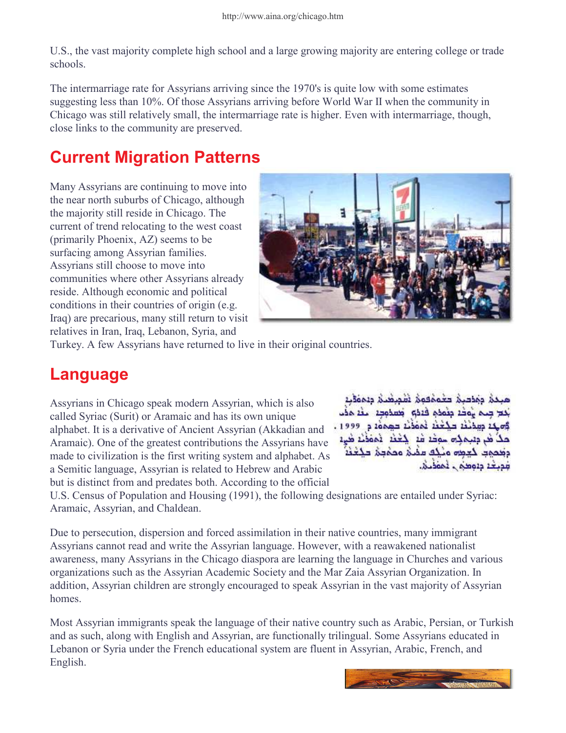U.S., the vast majority complete high school and a large growing majority are entering college or trade schools.

The intermarriage rate for Assyrians arriving since the 1970's is quite low with some estimates suggesting less than 10%. Of those Assyrians arriving before World War II when the community in Chicago was still relatively small, the intermarriage rate is higher. Even with intermarriage, though, close links to the community are preserved.

## Current Migration Patterns

Many Assyrians are continuing to move into the near north suburbs of Chicago, although the majority still reside in Chicago. The current of trend relocating to the west coast (primarily Phoenix, AZ) seems to be surfacing among Assyrian families. Assyrians still choose to move into communities where other Assyrians already reside. Although economic and political conditions in their countries of origin (e.g. Iraq) are precarious, many still return to visit relatives in Iran, Iraq, Lebanon, Syria, and Turkey. A few Assyrians have returned to live in their original countries.

## Language

Assyrians in Chicago speak modern Assyrian, which is also called Syriac (Surit) or Aramaic and has its own unique alphabet. It is a derivative of Ancient Assyrian (Akkadian and Aramaic). One of the greatest contributions the Assyrians have made to civilization is the first writing system and alphabet. As a Semitic language, Assyrian is related to Hebrew and Arabic but is distinct from and predates both. According to the official U.S. Census of Population and Housing (1991), the following designations are entailed under Syriac: Aramaic, Assyrian, and Chaldean.

Due to persecution, dispersion and forced assimilation in their native countries, many immigrant Assyrians cannot read and write the Assyrian language. However, with a reawakened nationalist awareness, many Assyrians in the Chicago diaspora are learning the language in Churches and various organizations such as the Assyrian Academic Society and the Mar Zaia Assyrian Organization. In addition, Assyrian children are strongly encouraged to speak Assyrian in the vast majority of Assyrian homes.

Most Assyrian immigrants speak the language of their native country such as Arabic, Persian, or Turkish and as such, along with English and Assyrian, are functionally trilingual. Some Assyrians educated in Lebanon or Syria under the French educational system are fluent in Assyrian, Arabic, French, and English.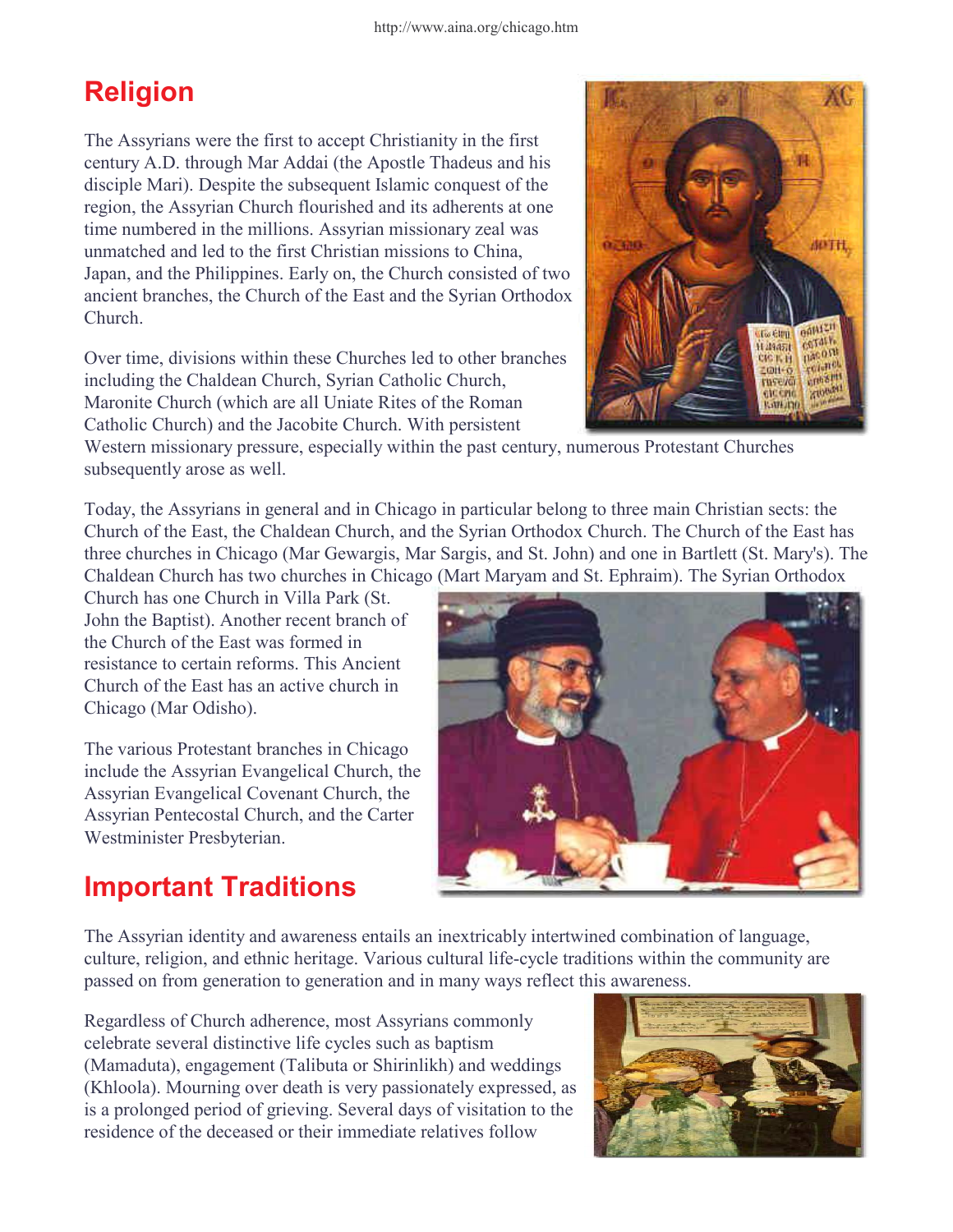## Religion

The Assyrians were the first to accept Christianity in the first century A.D. through Mar Addai (the Apostle Thadeus and his disciple Mari). Despite the subsequent Islamic conquest of the region, the Assyrian Church flourished and its adherents at one time numbered in the millions. Assyrian missionary zeal was unmatched and led to the first Christian missions to China, Japan, and the Philippines. Early on, the Church consisted of two ancient branches, the Church of the East and the Syrian Orthodox Church.

Over time, divisions within these Churches led to other branches including the Chaldean Church, Syrian Catholic Church, Maronite Church (which are all Uniate Rites of the Roman Catholic Church) and the Jacobite Church. With persistent Western missionary pressure, especially within the past century, numerous Protestant Churches subsequently arose as well.

Today, the Assyrians in general and in Chicago in particular belong to three main Christian sects: the Church of the East, the Chaldean Church, and the Syrian Orthodox Church. The Church of the East has three churches in Chicago (Mar Gewargis, Mar Sargis, and St. John) and one in Bartlett (St. Mary's). The Chaldean Church has two churches in Chicago (Mart Maryam and St. Ephraim). The Syrian Orthodox Church has one Church in Villa Park (St. John the Baptist). Another recent branch of the Church of the East was formed in resistance to certain reforms. This Ancient Church of the East has an active church in Chicago (Mar Odisho).

The various Protestant branches in Chicago include the Assyrian Evangelical Church, the Assyrian Evangelical Covenant Church, the Assyrian Pentecostal Church, and the Carter Westminister Presbyterian.

## Important Traditions

The Assyrian identity and awareness entails an inextricably intertwined combination of language, culture, religion, and ethnic heritage. Various cultural life-cycle traditions within the community are passed on from generation to generation and in many ways reflect this awareness.

Regardless of Church adherence, most Assyrians commonly celebrate several distinctive life cycles such as baptism (Mamaduta), engagement (Talibuta or Shirinlikh) and weddings (Khloola). Mourning over death is very passionately expressed, as is a prolonged period of grieving. Several days of visitation to the residence of the deceased or their immediate relatives follow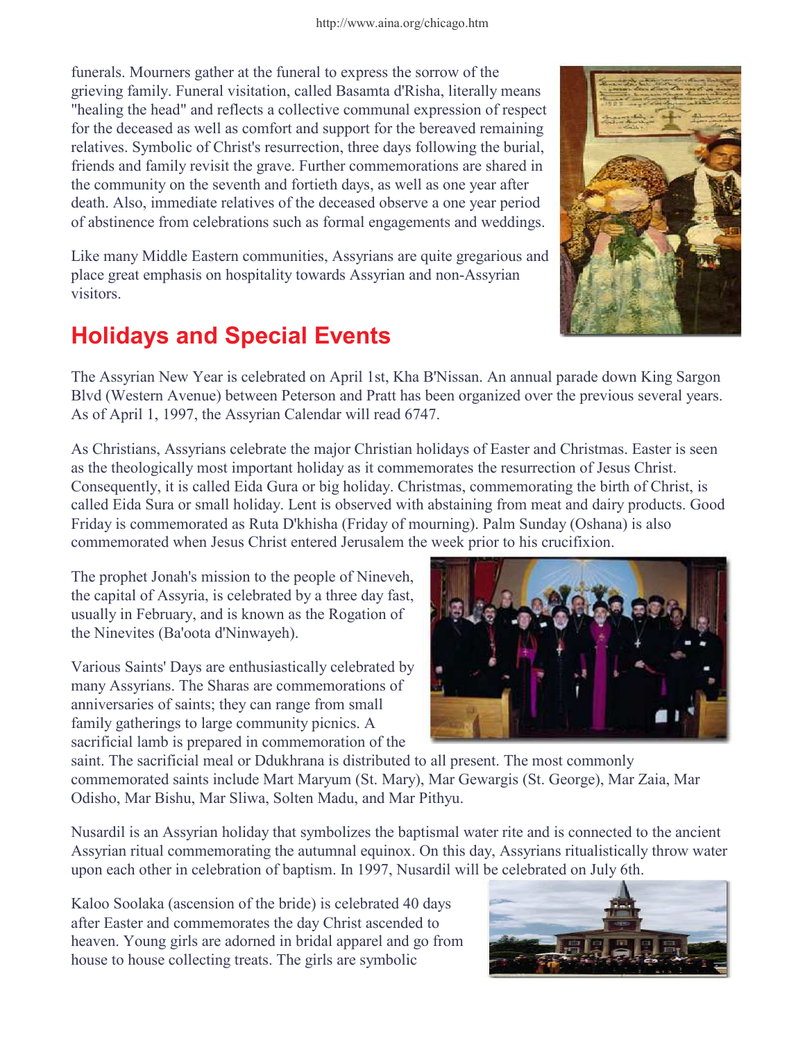funerals. Mourners gather at the funeral to express the sorrow of the grieving family. Funeral visitation, called Basamta d'Risha, literally means "healing the head" and reflects a collective communal expression of respect for the deceased as well as comfort and support for the bereaved remaining relatives. Symbolic of Christ's resurrection, three days following the burial, friends and family revisit the grave. Further commemorations are shared in the community on the seventh and fortieth days, as well as one year after death. Also, immediate relatives of the deceased observe a one year period of abstinence from celebrations such as formal engagements and weddings.

Like many Middle Eastern communities, Assyrians are quite gregarious and place great emphasis on hospitality towards Assyrian and non-Assyrian visitors.

## Holidays and Special Events

The Assyrian New Year is celebrated on April 1st, Kha B'Nissan. An annual parade down King Sargon Blvd (Western Avenue) between Peterson and Pratt has been organized over the previous several years. As of April 1, 1997, the Assyrian Calendar will read 6747.

As Christians, Assyrians celebrate the major Christian holidays of Easter and Christmas. Easter is seen as the theologically most important holiday as it commemorates the resurrection of Jesus Christ. Consequently, it is called Eida Gura or big holiday. Christmas, commemorating the birth of Christ, is called Eida Sura or small holiday. Lent is observed with abstaining from meat and dairy products. Good Friday is commemorated as Ruta D'khisha (Friday of mourning). Palm Sunday (Oshana) is also commemorated when Jesus Christ entered Jerusalem the week prior to his crucifixion.

The prophet Jonah's mission to the people of Nineveh, the capital of Assyria, is celebrated by a three day fast, usually in February, and is known as the Rogation of the Ninevites (Ba'oota d'Ninwayeh).

Various Saints' Days are enthusiastically celebrated by many Assyrians. The Sharas are commemorations of anniversaries of saints; they can range from small family gatherings to large community picnics. A sacrificial lamb is prepared in commemoration of the saint. The sacrificial meal or Ddukhrana is distributed to all present. The most commonly commemorated saints include Mart Maryum (St. Mary), Mar Gewargis (St. George), Mar Zaia, Mar Odisho, Mar Bishu, Mar Sliwa, Solten Madu, and Mar Pithyu.

Nusardil is an Assyrian holiday that symbolizes the baptismal water rite and is connected to the ancient Assyrian ritual commemorating the autumnal equinox. On this day, Assyrians ritualistically throw water upon each other in celebration of baptism. In 1997, Nusardil will be celebrated on July 6th.

Kaloo Soolaka (ascension of the bride) is celebrated 40 days after Easter and commemorates the day Christ ascended to heaven. Young girls are adorned in bridal apparel and go from house to house collecting treats. The girls are symbolic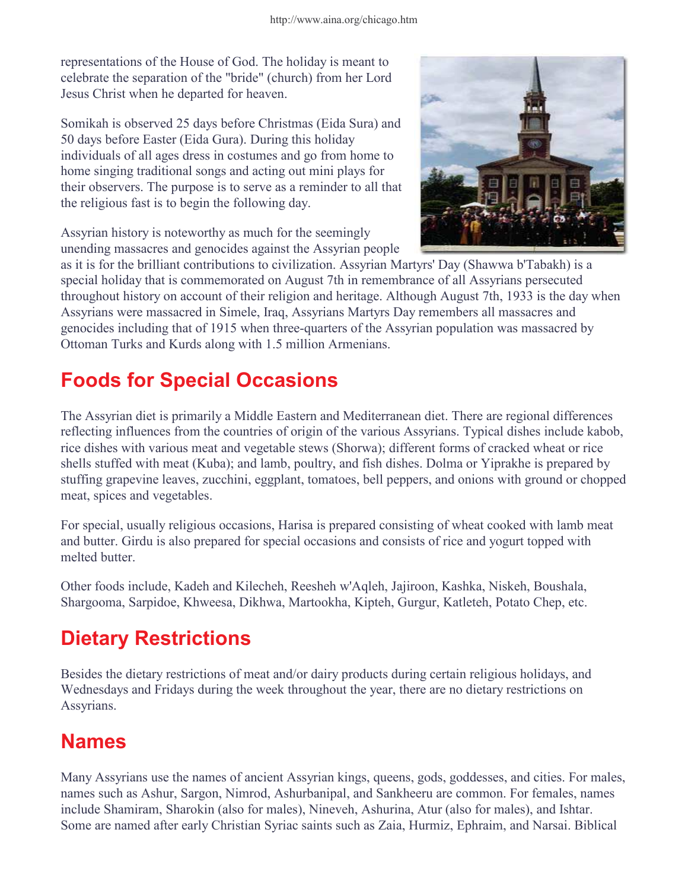representations of the House of God. The holiday is meant to celebrate the separation of the "bride" (church) from her Lord Jesus Christ when he departed for heaven.

Somikah is observed 25 days before Christmas (Eida Sura) and 50 days before Easter (Eida Gura). During this holiday individuals of all ages dress in costumes and go from home to home singing traditional songs and acting out mini plays for their observers. The purpose is to serve as a reminder to all that the religious fast is to begin the following day.

Assyrian history is noteworthy as much for the seemingly unending massacres and genocides against the Assyrian people as it is for the brilliant contributions to civilization. Assyrian Martyrs' Day (Shawwa b'Tabakh) is a special holiday that is commemorated on August 7th in remembrance of all Assyrians persecuted throughout history on account of their religion and heritage. Although August 7th, 1933 is the day when Assyrians were massacred in Simele, Iraq, Assyrians Martyrs Day remembers all massacres and genocides including that of 1915 when three-quarters of the Assyrian population was massacred by Ottoman Turks and Kurds along with 1.5 million Armenians.

## Foods for Special Occasions

The Assyrian diet is primarily a Middle Eastern and Mediterranean diet. There are regional differences reflecting influences from the countries of origin of the various Assyrians. Typical dishes include kabob, rice dishes with various meat and vegetable stews (Shorwa); different forms of cracked wheat or rice shells stuffed with meat (Kuba); and lamb, poultry, and fish dishes. Dolma or Yiprakhe is prepared by stuffing grapevine leaves, zucchini, eggplant, tomatoes, bell peppers, and onions with ground or chopped meat, spices and vegetables.

For special, usually religious occasions, Harisa is prepared consisting of wheat cooked with lamb meat and butter. Girdu is also prepared for special occasions and consists of rice and yogurt topped with melted butter.

Other foods include, Kadeh and Kilecheh, Reesheh w'Aqleh, Jajiroon, Kashka, Niskeh, Boushala, Shargooma, Sarpidoe, Khweesa, Dikhwa, Martookha, Kipteh, Gurgur, Katleteh, Potato Chep, etc.

## Dietary Restrictions

Besides the dietary restrictions of meat and/or dairy products during certain religious holidays, and Wednesdays and Fridays during the week throughout the year, there are no dietary restrictions on Assyrians.

## Names

Many Assyrians use the names of ancient Assyrian kings, queens, gods, goddesses, and cities. For males, names such as Ashur, Sargon, Nimrod, Ashurbanipal, and Sankheeru are common. For females, names include Shamiram, Sharokin (also for males), Nineveh, Ashurina, Atur (also for males), and Ishtar. Some are named after early Christian Syriac saints such as Zaia, Hurmiz, Ephraim, and Narsai. Biblical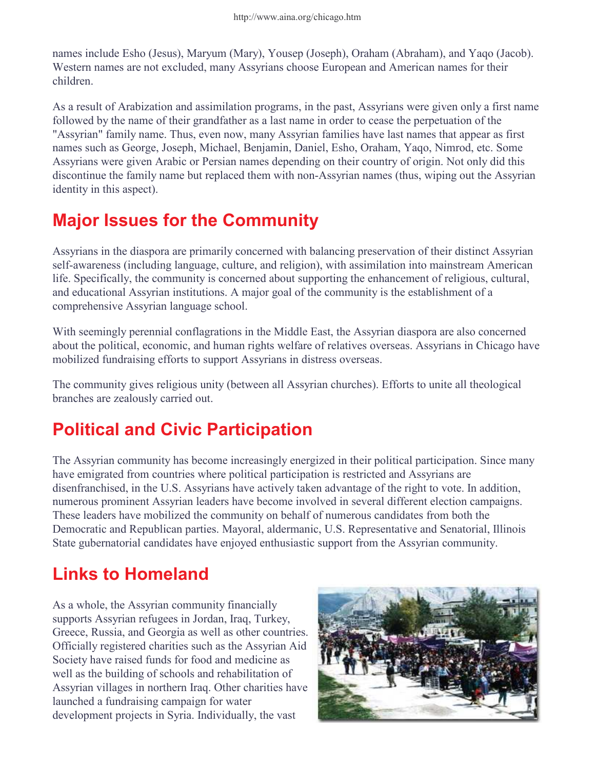names include Esho (Jesus), Maryum (Mary), Yousep (Joseph), Oraham (Abraham), and Yaqo (Jacob). Western names are not excluded, many Assyrians choose European and American names for their children.

As a result of Arabization and assimilation programs, in the past, Assyrians were given only a first name followed by the name of their grandfather as a last name in order to cease the perpetuation of the "Assyrian" family name. Thus, even now, many Assyrian families have last names that appear as first names such as George, Joseph, Michael, Benjamin, Daniel, Esho, Oraham, Yaqo, Nimrod, etc. Some Assyrians were given Arabic or Persian names depending on their country of origin. Not only did this discontinue the family name but replaced them with non-Assyrian names (thus, wiping out the Assyrian identity in this aspect).

## Major Issues for the Community

Assyrians in the diaspora are primarily concerned with balancing preservation of their distinct Assyrian self-awareness (including language, culture, and religion), with assimilation into mainstream American life. Specifically, the community is concerned about supporting the enhancement of religious, cultural, and educational Assyrian institutions. A major goal of the community is the establishment of a comprehensive Assyrian language school.

With seemingly perennial conflagrations in the Middle East, the Assyrian diaspora are also concerned about the political, economic, and human rights welfare of relatives overseas. Assyrians in Chicago have mobilized fundraising efforts to support Assyrians in distress overseas.

The community gives religious unity (between all Assyrian churches). Efforts to unite all theological branches are zealously carried out.

## Political and Civic Participation

The Assyrian community has become increasingly energized in their political participation. Since many have emigrated from countries where political participation is restricted and Assyrians are disenfranchised, in the U.S. Assyrians have actively taken advantage of the right to vote. In addition, numerous prominent Assyrian leaders have become involved in several different election campaigns. These leaders have mobilized the community on behalf of numerous candidates from both the Democratic and Republican parties. Mayoral, aldermanic, U.S. Representative and Senatorial, Illinois State gubernatorial candidates have enjoyed enthusiastic support from the Assyrian community.

## Links to Homeland

As a whole, the Assyrian community financially supports Assyrian refugees in Jordan, Iraq, Turkey, Greece, Russia, and Georgia as well as other countries. Officially registered charities such as the Assyrian Aid Society have raised funds for food and medicine as well as the building of schools and rehabilitation of Assyrian villages in northern Iraq. Other charities have launched a fundraising campaign for water development projects in Syria. Individually, the vast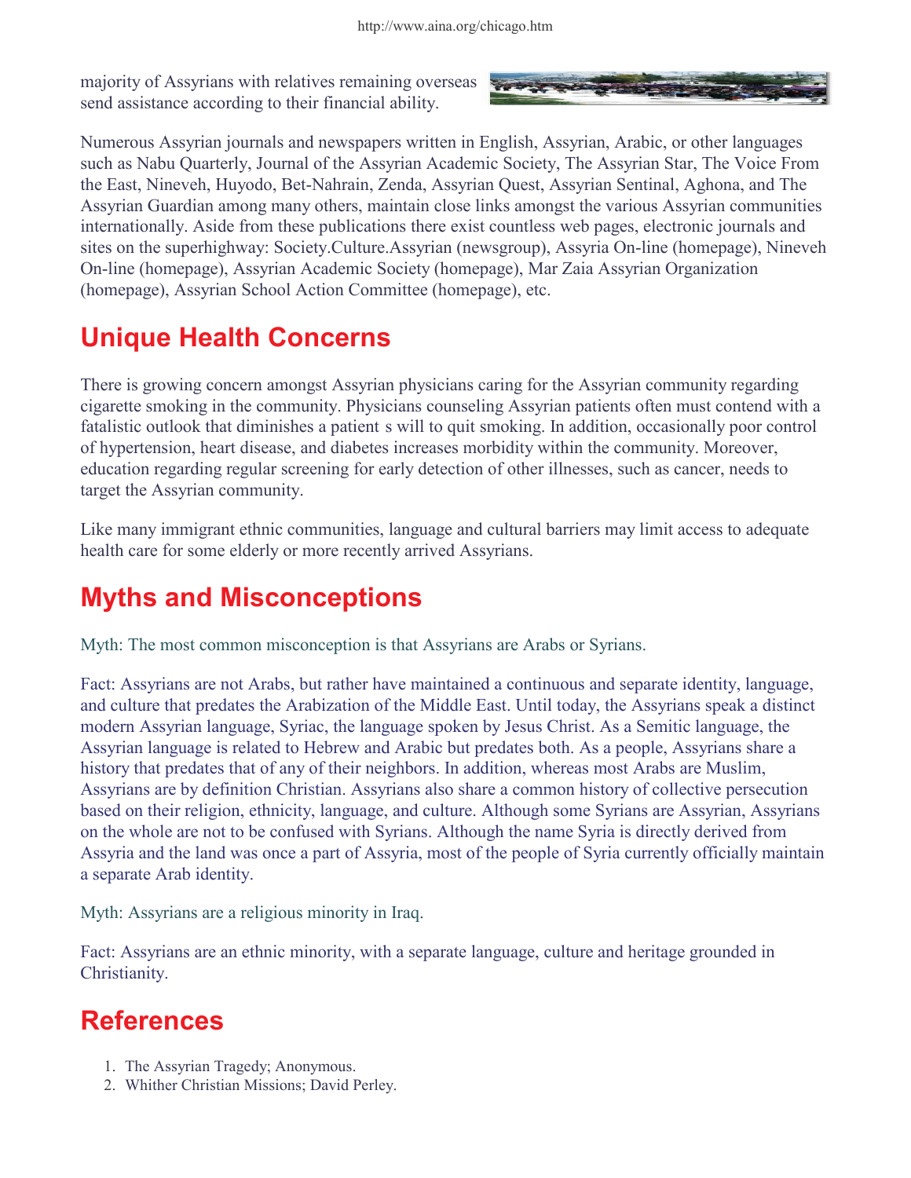majority of Assyrians with relatives remaining overseas send assistance according to their financial ability.

Numerous Assyrian journals and newspapers written in English, Assyrian, Arabic, or other languages such as Nabu Quarterly, Journal of the Assyrian Academic Society, The Assyrian Star, The Voice From the East, Nineveh, Huyodo, Bet-Nahrain, Zenda, Assyrian Quest, Assyrian Sentinal, Aghona, and The Assyrian Guardian among many others, maintain close links amongst the various Assyrian communities internationally. Aside from these publications there exist countless web pages, electronic journals and sites on the superhighway: Society.Culture.Assyrian (newsgroup), Assyria On-line (homepage), Nineveh On-line (homepage), Assyrian Academic Society (homepage), Mar Zaia Assyrian Organization (homepage), Assyrian School Action Committee (homepage), etc.

## Unique Health Concerns

There is growing concern amongst Assyrian physicians caring for the Assyrian community regarding cigarette smoking in the community. Physicians counseling Assyrian patients often must contend with a fatalistic outlook that diminishes a patient s will to quit smoking. In addition, occasionally poor control of hypertension, heart disease, and diabetes increases morbidity within the community. Moreover, education regarding regular screening for early detection of other illnesses, such as cancer, needs to target the Assyrian community.

Like many immigrant ethnic communities, language and cultural barriers may limit access to adequate health care for some elderly or more recently arrived Assyrians.

## Myths and Misconceptions

Myth: The most common misconception is that Assyrians are Arabs or Syrians.

Fact: Assyrians are not Arabs, but rather have maintained a continuous and separate identity, language, and culture that predates the Arabization of the Middle East. Until today, the Assyrians speak a distinct modern Assyrian language, Syriac, the language spoken by Jesus Christ. As a Semitic language, the Assyrian language is related to Hebrew and Arabic but predates both. As a people, Assyrians share a history that predates that of any of their neighbors. In addition, whereas most Arabs are Muslim, Assyrians are by definition Christian. Assyrians also share a common history of collective persecution based on their religion, ethnicity, language, and culture. Although some Syrians are Assyrian, Assyrians on the whole are not to be confused with Syrians. Although the name Syria is directly derived from Assyria and the land was once a part of Assyria, most of the people of Syria currently officially maintain a separate Arab identity.

Myth: Assyrians are a religious minority in Iraq.

Fact: Assyrians are an ethnic minority, with a separate language, culture and heritage grounded in Christianity.

## References

1. The Assyrian Tragedy; Anonymous.
2. Whither Christian Missions; David Perley.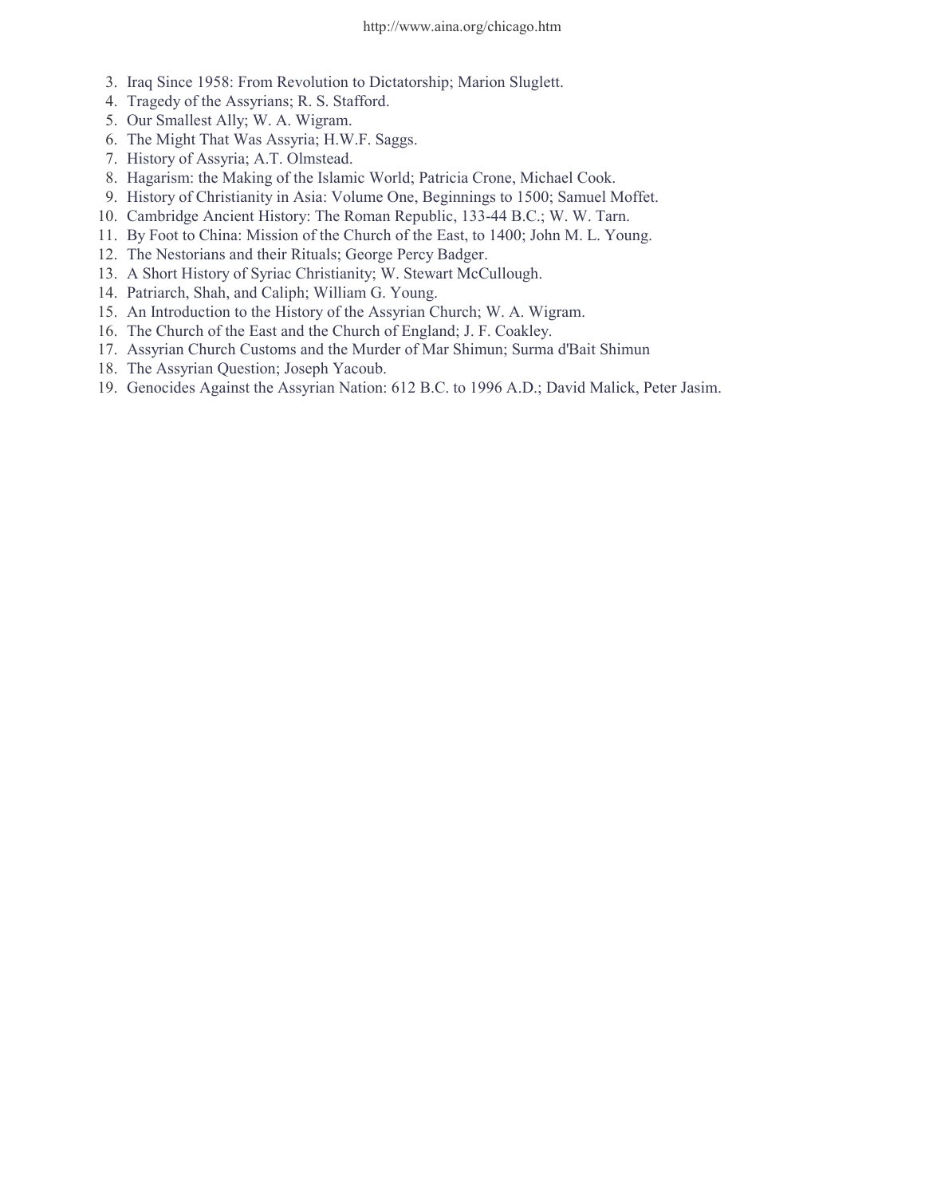3. Iraq Since 1958: From Revolution to Dictatorship; Marion Sluglett.
4. Tragedy of the Assyrians; R. S. Stafford.
5. Our Smallest Ally; W. A. Wigram.
6. The Might That Was Assyria; H.W.F. Saggs.
7. History of Assyria; A.T. Olmstead.
8. Hagarism: the Making of the Islamic World; Patricia Crone, Michael Cook.
9. History of Christianity in Asia: Volume One, Beginnings to 1500; Samuel Moffet.
10. Cambridge Ancient History: The Roman Republic, 133-44 B.C.; W. W. Tarn.
11. By Foot to China: Mission of the Church of the East, to 1400; John M. L. Young.
12. The Nestorians and their Rituals; George Percy Badger.
13. A Short History of Syriac Christianity; W. Stewart McCullough.
14. Patriarch, Shah, and Caliph; William G. Young.
15. An Introduction to the History of the Assyrian Church; W. A. Wigram.
16. The Church of the East and the Church of England; J. F. Coakley.
17. Assyrian Church Customs and the Murder of Mar Shimun; Surma d'Bait Shimun
18. The Assyrian Question; Joseph Yacoub.
19. Genocides Against the Assyrian Nation: 612 B.C. to 1996 A.D.; David Malick, Peter Jasim.